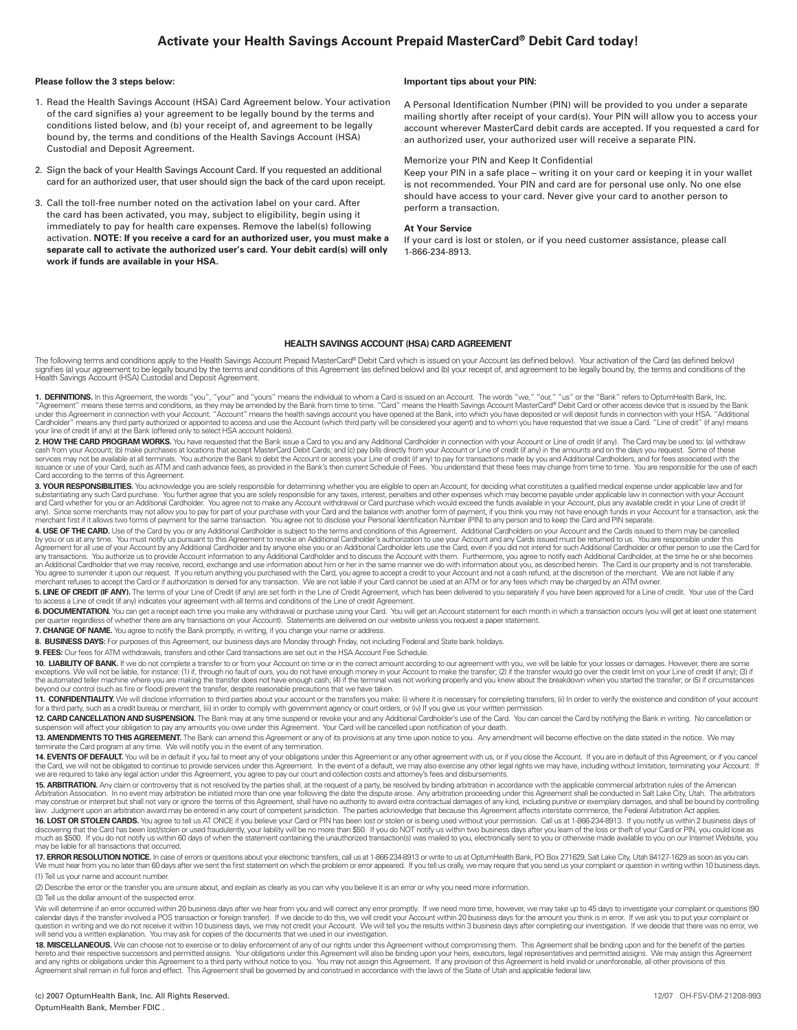# Activate your Health Savings Account Prepaid MasterCard® Debit Card today!

**Please follow the 3 steps below:**

1. Read the Health Savings Account (HSA) Card Agreement below. Your activation of the card signifies a) your agreement to be legally bound by the terms and conditions listed below, and (b) your receipt of, and agreement to be legally bound by, the terms and conditions of the Health Savings Account (HSA) Custodial and Deposit Agreement.

2. Sign the back of your Health Savings Account Card. If you requested an additional card for an authorized user, that user should sign the back of the card upon receipt.

3. Call the toll-free number noted on the activation label on your card. After the card has been activated, you may, subject to eligibility, begin using it immediately to pay for health care expenses. Remove the label(s) following activation. **NOTE: If you receive a card for an authorized user, you must make a separate call to activate the authorized user's card. Your debit card(s) will only work if funds are available in your HSA.**

**Important tips about your PIN:**

A Personal Identification Number (PIN) will be provided to you under a separate mailing shortly after receipt of your card(s). Your PIN will allow you to access your account wherever MasterCard debit cards are accepted. If you requested a card for an authorized user, your authorized user will receive a separate PIN.

Memorize your PIN and Keep It Confidential
Keep your PIN in a safe place – writing it on your card or keeping it in your wallet is not recommended. Your PIN and card are for personal use only. No one else should have access to your card. Never give your card to another person to perform a transaction.

**At Your Service**
If your card is lost or stolen, or if you need customer assistance, please call 1-866-234-8913.

## HEALTH SAVINGS ACCOUNT (HSA) CARD AGREEMENT

The following terms and conditions apply to the Health Savings Account Prepaid MasterCard® Debit Card which is issued on your Account (as defined below). Your activation of the Card (as defined below) signifies (a) your agreement to be legally bound by the terms and conditions of this Agreement (as defined below) and (b) your receipt of, and agreement to be legally bound by, the terms and conditions of the Health Savings Account (HSA) Custodial and Deposit Agreement.

**1. DEFINITIONS.** In this Agreement, the words "you", "your" and "yours" means the individual to whom a Card is issued on an Account. The words "we," "our," "us" or the "Bank" refers to OptumHealth Bank, Inc. "Agreement" means these terms and conditions, as they may be amended by the Bank from time to time. "Card" means the Health Savings Account MasterCard® Debit Card or other access device that is issued by the Bank under this Agreement in connection with your Account. "Account" means the health savings account you have opened at the Bank, into which you have deposited or will deposit funds in connection with your HSA. "Additional Cardholder" means any third party authorized or appointed to access and use the Account (which third party will be considered your agent) and to whom you have requested that we issue a Card. "Line of credit" (if any) means your line of credit (if any) at the Bank (offered only to select HSA account holders).

**2. HOW THE CARD PROGRAM WORKS.** You have requested that the Bank issue a Card to you and any Additional Cardholder in connection with your Account or Line of credit (if any). The Card may be used to: (a) withdraw cash from your Account; (b) make purchases at locations that accept MasterCard Debit Cards; and (c) pay bills directly from your Account or Line of credit (if any) in the amounts and on the days you request. Some of these services may not be available at all terminals. You authorize the Bank to debit the Account or access your Line of credit (if any) to pay for transactions made by you and Additional Cardholders, and for fees associated with the issuance or use of your Card, such as ATM and cash advance fees, as provided in the Bank's then current Schedule of Fees. You understand that these fees may change from time to time. You are responsible for the use of each Card according to the terms of this Agreement.

**3. YOUR RESPONSIBILITIES.** You acknowledge you are solely responsible for determining whether you are eligible to open an Account, for deciding what constitutes a qualified medical expense under applicable law and for substantiating any such Card purchase. You further agree that you are solely responsible for any taxes, interest, penalties and other expenses which may become payable under applicable law in connection with your Account and Card whether for you or an Additional Cardholder. You agree not to make any Account withdrawal or Card purchase which would exceed the funds available in your Account, plus any available credit in your Line of credit (if any). Since some merchants may not allow you to pay for part of your purchase with your Card and the balance with another form of payment, if you think you may not have enough funds in your Account for a transaction, ask the merchant first if it allows two forms of payment for the same transaction. You agree not to disclose your Personal Identification Number (PIN) to any person and to keep the Card and PIN separate.

**4. USE OF THE CARD.** Use of the Card by you or any Additional Cardholder is subject to the terms and conditions of this Agreement. Additional Cardholders on your Account and the Cards issued to them may be cancelled by you or us at any time. You must notify us pursuant to this Agreement to revoke an Additional Cardholder's authorization to use your Account and any Cards issued must be returned to us. You are responsible under this Agreement for all use of your Account by any Additional Cardholder and by anyone else you or an Additional Cardholder lets use the Card, even if you did not intend for such Additional Cardholder or other person to use the Card for any transactions. You authorize us to provide Account information to any Additional Cardholder and to discuss the Account with them. Furthermore, you agree to notify each Additional Cardholder, at the time he or she becomes an Additional Cardholder that we may receive, record, exchange and use information about him or her in the same manner we do with information about you, as described herein. The Card is our property and is not transferable. You agree to surrender it upon our request. If you return anything you purchased with the Card, you agree to accept a credit to your Account and not a cash refund, at the discretion of the merchant. We are not liable if any merchant refuses to accept the Card or if authorization is denied for any transaction. We are not liable if your Card cannot be used at an ATM or for any fees which may be charged by an ATM owner.

**5. LINE OF CREDIT (IF ANY).** The terms of your Line of Credit (if any) are set forth in the Line of Credit Agreement, which has been delivered to you separately if you have been approved for a Line of credit. Your use of the Card to access a Line of credit (if any) indicates your agreement with all terms and conditions of the Line of credit Agreement.

**6. DOCUMENTATION.** You can get a receipt each time you make any withdrawal or purchase using your Card. You will get an Account statement for each month in which a transaction occurs (you will get at least one statement per quarter regardless of whether there are any transactions on your Account). Statements are delivered on our website unless you request a paper statement.

**7. CHANGE OF NAME.** You agree to notify the Bank promptly, in writing, if you change your name or address.

**8. BUSINESS DAYS:** For purposes of this Agreement, our business days are Monday through Friday, not including Federal and State bank holidays.

**9. FEES:** Our fees for ATM withdrawals, transfers and other Card transactions are set out in the HSA Account Fee Schedule.

**10. LIABILITY OF BANK.** If we do not complete a transfer to or from your Account on time or in the correct amount according to our agreement with you, we will be liable for your losses or damages. However, there are some exceptions. We will not be liable, for instance: (1) if, through no fault of ours, you do not have enough money in your Account to make the transfer; (2) if the transfer would go over the credit limit on your Line of credit (if any); (3) if the automated teller machine where you are making the transfer does not have enough cash; (4) if the terminal was not working properly and you knew about the breakdown when you started the transfer; or (5) if circumstances beyond our control (such as fire or flood) prevent the transfer, despite reasonable precautions that we have taken.

**11. CONFIDENTIALITY.** We will disclose information to third parties about your account or the transfers you make: (i) where it is necessary for completing transfers, (ii) In order to verify the existence and condition of your account for a third party, such as a credit bureau or merchant, (iii) in order to comply with government agency or court orders, or (iv) If you give us your written permission.

**12. CARD CANCELLATION AND SUSPENSION.** The Bank may at any time suspend or revoke your and any Additional Cardholder's use of the Card. You can cancel the Card by notifying the Bank in writing. No cancellation or suspension will affect your obligation to pay any amounts you owe under this Agreement. Your Card will be cancelled upon notification of your death.

**13. AMENDMENTS TO THIS AGREEMENT.** The Bank can amend this Agreement or any of its provisions at any time upon notice to you. Any amendment will become effective on the date stated in the notice. We may terminate the Card program at any time. We will notify you in the event of any termination.

**14. EVENTS OF DEFAULT.** You will be in default if you fail to meet any of your obligations under this Agreement or any other agreement with us, or if you close the Account. If you are in default of this Agreement, or if you cancel the Card, we will not be obligated to continue to provide services under this Agreement. In the event of a default, we may also exercise any other legal rights we may have, including without limitation, terminating your Account. If we are required to take any legal action under this Agreement, you agree to pay our court and collection costs and attorney's fees and disbursements.

**15. ARBITRATION.** Any claim or controversy that is not resolved by the parties shall, at the request of a party, be resolved by binding arbitration in accordance with the applicable commercial arbitration rules of the American Arbitration Association. In no event may arbitration be initiated more than one year following the date the dispute arose. Any arbitration proceeding under this Agreement shall be conducted in Salt Lake City, Utah. The arbitrators may construe or interpret but shall not vary or ignore the terms of this Agreement, shall have no authority to award extra contractual damages of any kind, including punitive or exemplary damages, and shall be bound by controlling law. Judgment upon an arbitration award may be entered in any court of competent jurisdiction. The parties acknowledge that because this Agreement affects interstate commerce, the Federal Arbitration Act applies.

**16. LOST OR STOLEN CARDS.** You agree to tell us AT ONCE if you believe your Card or PIN has been lost or stolen or is being used without your permission. Call us at 1-866-234-8913. If you notify us within 2 business days of discovering that the Card has been lost/stolen or used fraudulently, your liability will be no more than $50. If you do NOT notify us within two business days after you learn of the loss or theft of your Card or PIN, you could lose as much as $500. If you do not notify us within 60 days of when the statement containing the unauthorized transaction(s) was mailed to you, electronically sent to you or otherwise made available to you on our Internet Website, you may be liable for all transactions that occurred.

**17. ERROR RESOLUTION NOTICE.** In case of errors or questions about your electronic transfers, call us at 1-866-234-8913 or write to us at OptumHealth Bank, PO Box 271629, Salt Lake City, Utah 84127-1629 as soon as you can. We must hear from you no later than 60 days after we sent the first statement on which the problem or error appeared. If you tell us orally, we may require that you send us your complaint or question in writing within 10 business days.

(1) Tell us your name and account number.

(2) Describe the error or the transfer you are unsure about, and explain as clearly as you can why you believe it is an error or why you need more information.

(3) Tell us the dollar amount of the suspected error.

We will determine if an error occurred within 20 business days after we hear from you and will correct any error promptly. If we need more time, however, we may take up to 45 days to investigate your complaint or questions (90 calendar days if the transfer involved a POS transaction or foreign transfer). If we decide to do this, we will credit your Account within 20 business days for the amount you think is in error. If we ask you to put your complaint or question in writing and we do not receive it within 10 business days, we may not credit your Account. We will tell you the results within 3 business days after completing our investigation. If we decide that there was no error, we will send you a written explanation. You may ask for copies of the documents that we used in our investigation.

**18. MISCELLANEOUS.** We can choose not to exercise or to delay enforcement of any of our rights under this Agreement without compromising them. This Agreement shall be binding upon and for the benefit of the parties hereto and their respective successors and permitted assigns. Your obligations under this Agreement will also be binding upon your heirs, executors, legal representatives and permitted assigns. We may assign this Agreement and any rights or obligations under this Agreement to a third party without notice to you. You may not assign this Agreement. If any provision of this Agreement is held invalid or unenforceable, all other provisions of this Agreement shall remain in full force and effect. This Agreement shall be governed by and construed in accordance with the laws of the State of Utah and applicable federal law.

(c) 2007 OptumHealth Bank, Inc. All Rights Reserved.
OptumHealth Bank, Member FDIC .

12/07 OH-FSV-DM-21208-993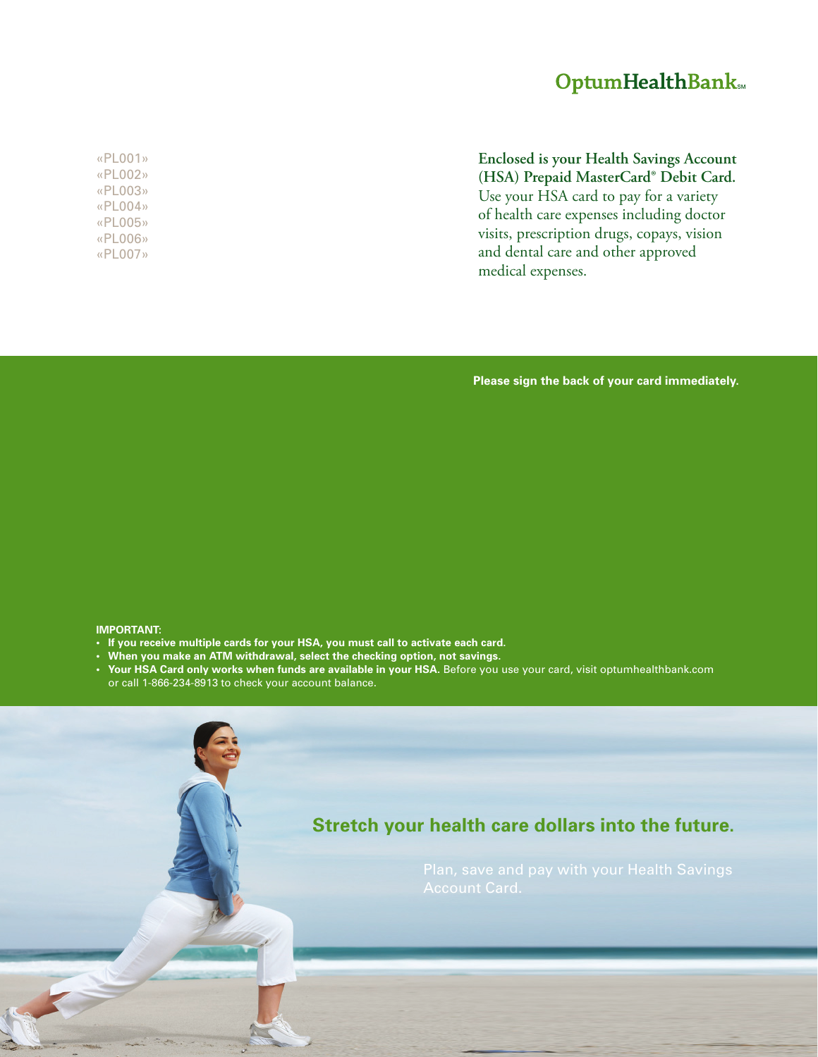OptumHealthBank℠

«PL001»
«PL002»
«PL003»
«PL004»
«PL005»
«PL006»
«PL007»

**Enclosed is your Health Savings Account (HSA) Prepaid MasterCard® Debit Card.** Use your HSA card to pay for a variety of health care expenses including doctor visits, prescription drugs, copays, vision and dental care and other approved medical expenses.

**Please sign the back of your card immediately.**

**IMPORTANT:**

- **If you receive multiple cards for your HSA, you must call to activate each card.**
- **When you make an ATM withdrawal, select the checking option, not savings.**
- **Your HSA Card only works when funds are available in your HSA.** Before you use your card, visit optumhealthbank.com or call 1-866-234-8913 to check your account balance.

## Stretch your health care dollars into the future.

Plan, save and pay with your Health Savings Account Card.